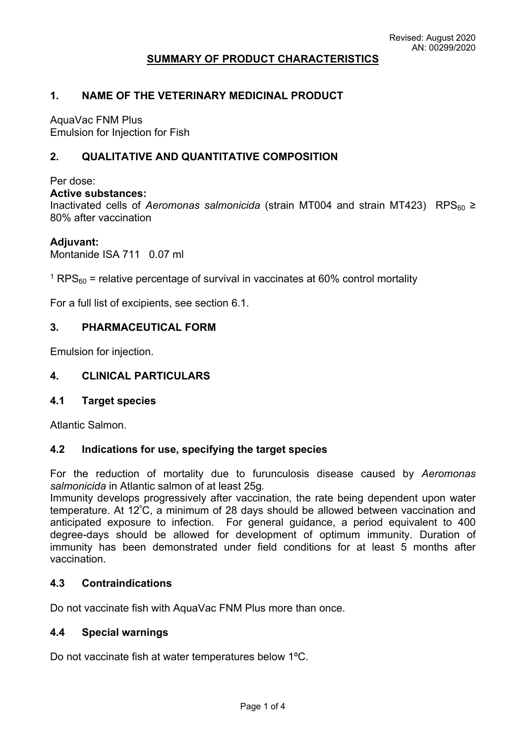Revised: August 2020
AN: 00299/2020

## SUMMARY OF PRODUCT CHARACTERISTICS

### 1. NAME OF THE VETERINARY MEDICINAL PRODUCT

AquaVac FNM Plus
Emulsion for Injection for Fish

### 2. QUALITATIVE AND QUANTITATIVE COMPOSITION

Per dose:

**Active substances:**
Inactivated cells of *Aeromonas salmonicida* (strain MT004 and strain MT423) $RPS_{60}$ ≥ 80% after vaccination

**Adjuvant:**
Montanide ISA 711 0.07 ml

[1] $RPS_{60}$ = relative percentage of survival in vaccinates at 60% control mortality

For a full list of excipients, see section 6.1.

### 3. PHARMACEUTICAL FORM

Emulsion for injection.

### 4. CLINICAL PARTICULARS

#### 4.1 Target species

Atlantic Salmon.

#### 4.2 Indications for use, specifying the target species

For the reduction of mortality due to furunculosis disease caused by *Aeromonas salmonicida* in Atlantic salmon of at least 25g.
Immunity develops progressively after vaccination, the rate being dependent upon water temperature. At 12˚C, a minimum of 28 days should be allowed between vaccination and anticipated exposure to infection. For general guidance, a period equivalent to 400 degree-days should be allowed for development of optimum immunity. Duration of immunity has been demonstrated under field conditions for at least 5 months after vaccination.

#### 4.3 Contraindications

Do not vaccinate fish with AquaVac FNM Plus more than once.

#### 4.4 Special warnings

Do not vaccinate fish at water temperatures below 1ºC.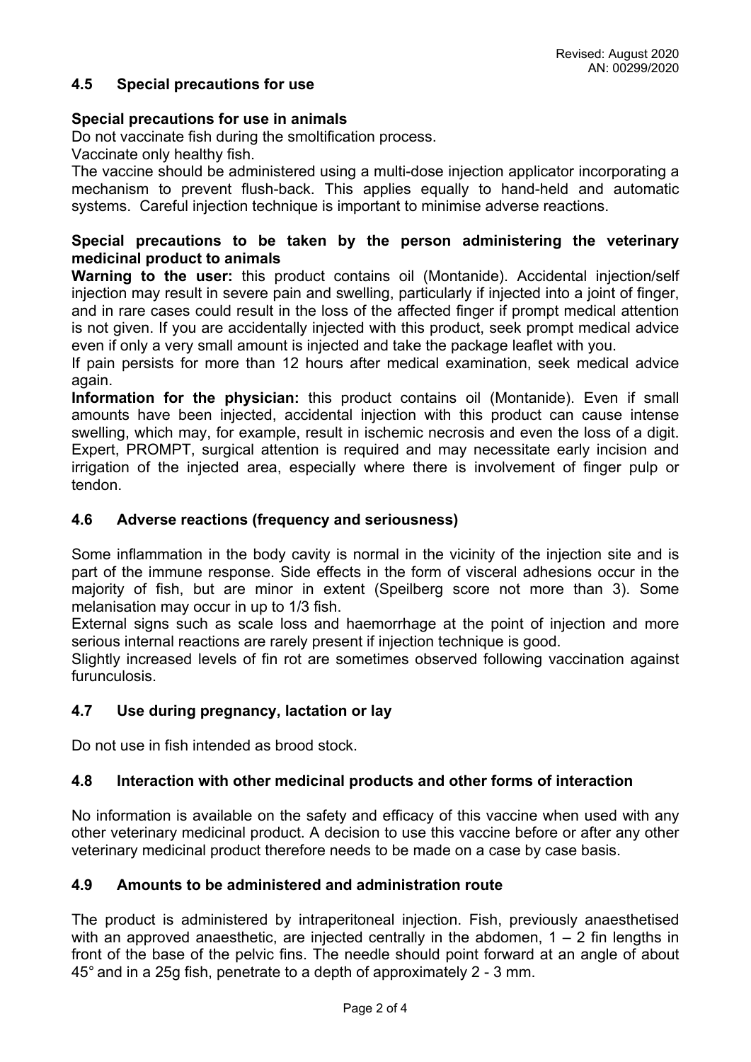## 4.5 Special precautions for use

**Special precautions for use in animals**

Do not vaccinate fish during the smoltification process.

Vaccinate only healthy fish.

The vaccine should be administered using a multi-dose injection applicator incorporating a mechanism to prevent flush-back. This applies equally to hand-held and automatic systems. Careful injection technique is important to minimise adverse reactions.

**Special precautions to be taken by the person administering the veterinary medicinal product to animals**

**Warning to the user:** this product contains oil (Montanide). Accidental injection/self injection may result in severe pain and swelling, particularly if injected into a joint of finger, and in rare cases could result in the loss of the affected finger if prompt medical attention is not given. If you are accidentally injected with this product, seek prompt medical advice even if only a very small amount is injected and take the package leaflet with you.

If pain persists for more than 12 hours after medical examination, seek medical advice again.

**Information for the physician:** this product contains oil (Montanide). Even if small amounts have been injected, accidental injection with this product can cause intense swelling, which may, for example, result in ischemic necrosis and even the loss of a digit. Expert, PROMPT, surgical attention is required and may necessitate early incision and irrigation of the injected area, especially where there is involvement of finger pulp or tendon.

## 4.6 Adverse reactions (frequency and seriousness)

Some inflammation in the body cavity is normal in the vicinity of the injection site and is part of the immune response. Side effects in the form of visceral adhesions occur in the majority of fish, but are minor in extent (Speilberg score not more than 3). Some melanisation may occur in up to 1/3 fish.

External signs such as scale loss and haemorrhage at the point of injection and more serious internal reactions are rarely present if injection technique is good.

Slightly increased levels of fin rot are sometimes observed following vaccination against furunculosis.

## 4.7 Use during pregnancy, lactation or lay

Do not use in fish intended as brood stock.

## 4.8 Interaction with other medicinal products and other forms of interaction

No information is available on the safety and efficacy of this vaccine when used with any other veterinary medicinal product. A decision to use this vaccine before or after any other veterinary medicinal product therefore needs to be made on a case by case basis.

## 4.9 Amounts to be administered and administration route

The product is administered by intraperitoneal injection. Fish, previously anaesthetised with an approved anaesthetic, are injected centrally in the abdomen, 1 – 2 fin lengths in front of the base of the pelvic fins. The needle should point forward at an angle of about 45° and in a 25g fish, penetrate to a depth of approximately 2 - 3 mm.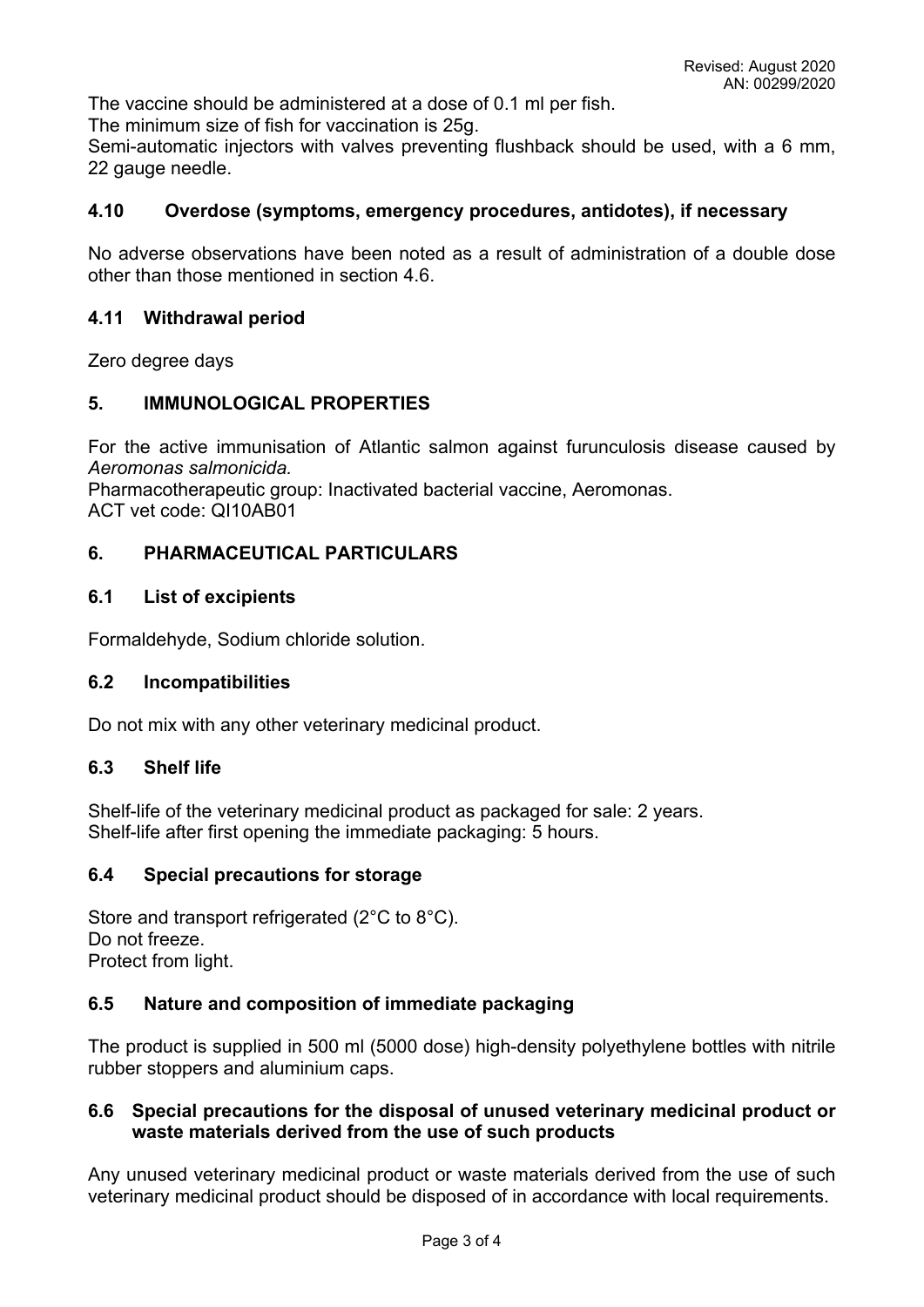The vaccine should be administered at a dose of 0.1 ml per fish.
The minimum size of fish for vaccination is 25g.
Semi-automatic injectors with valves preventing flushback should be used, with a 6 mm, 22 gauge needle.

### 4.10 Overdose (symptoms, emergency procedures, antidotes), if necessary

No adverse observations have been noted as a result of administration of a double dose other than those mentioned in section 4.6.

### 4.11 Withdrawal period

Zero degree days

## 5. IMMUNOLOGICAL PROPERTIES

For the active immunisation of Atlantic salmon against furunculosis disease caused by *Aeromonas salmonicida.*
Pharmacotherapeutic group: Inactivated bacterial vaccine, Aeromonas.
ACT vet code: QI10AB01

## 6. PHARMACEUTICAL PARTICULARS

### 6.1 List of excipients

Formaldehyde, Sodium chloride solution.

### 6.2 Incompatibilities

Do not mix with any other veterinary medicinal product.

### 6.3 Shelf life

Shelf-life of the veterinary medicinal product as packaged for sale: 2 years.
Shelf-life after first opening the immediate packaging: 5 hours.

### 6.4 Special precautions for storage

Store and transport refrigerated (2°C to 8°C).
Do not freeze.
Protect from light.

### 6.5 Nature and composition of immediate packaging

The product is supplied in 500 ml (5000 dose) high-density polyethylene bottles with nitrile rubber stoppers and aluminium caps.

### 6.6 Special precautions for the disposal of unused veterinary medicinal product or waste materials derived from the use of such products

Any unused veterinary medicinal product or waste materials derived from the use of such veterinary medicinal product should be disposed of in accordance with local requirements.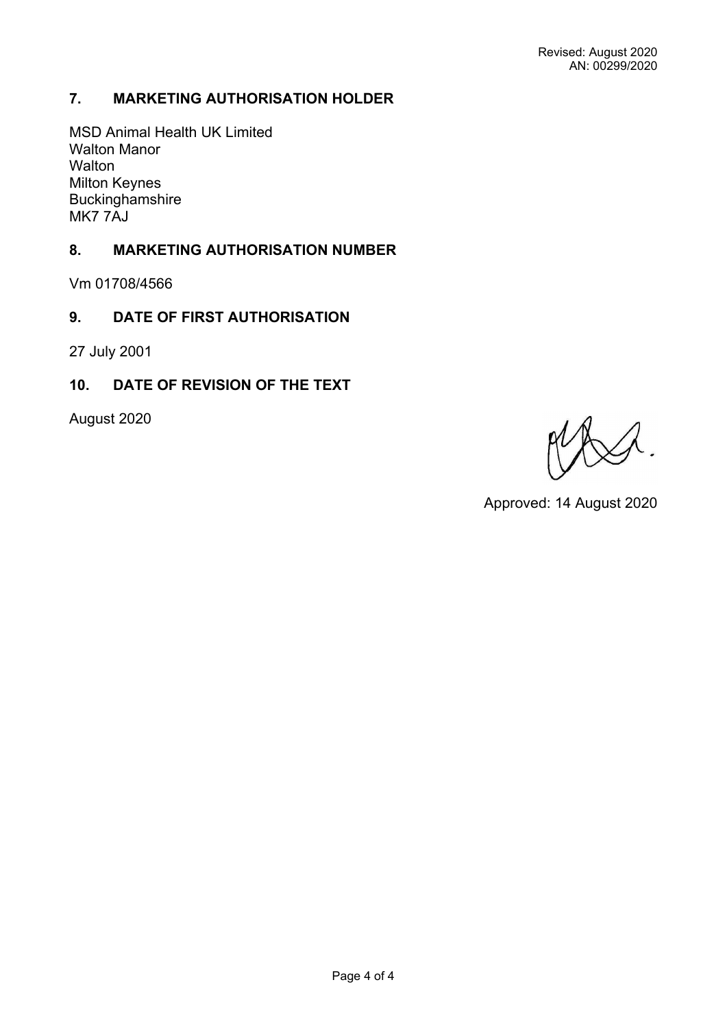## 7. MARKETING AUTHORISATION HOLDER

MSD Animal Health UK Limited
Walton Manor
Walton
Milton Keynes
Buckinghamshire
MK7 7AJ

## 8. MARKETING AUTHORISATION NUMBER

Vm 01708/4566

## 9. DATE OF FIRST AUTHORISATION

27 July 2001

## 10. DATE OF REVISION OF THE TEXT

August 2020

Approved: 14 August 2020